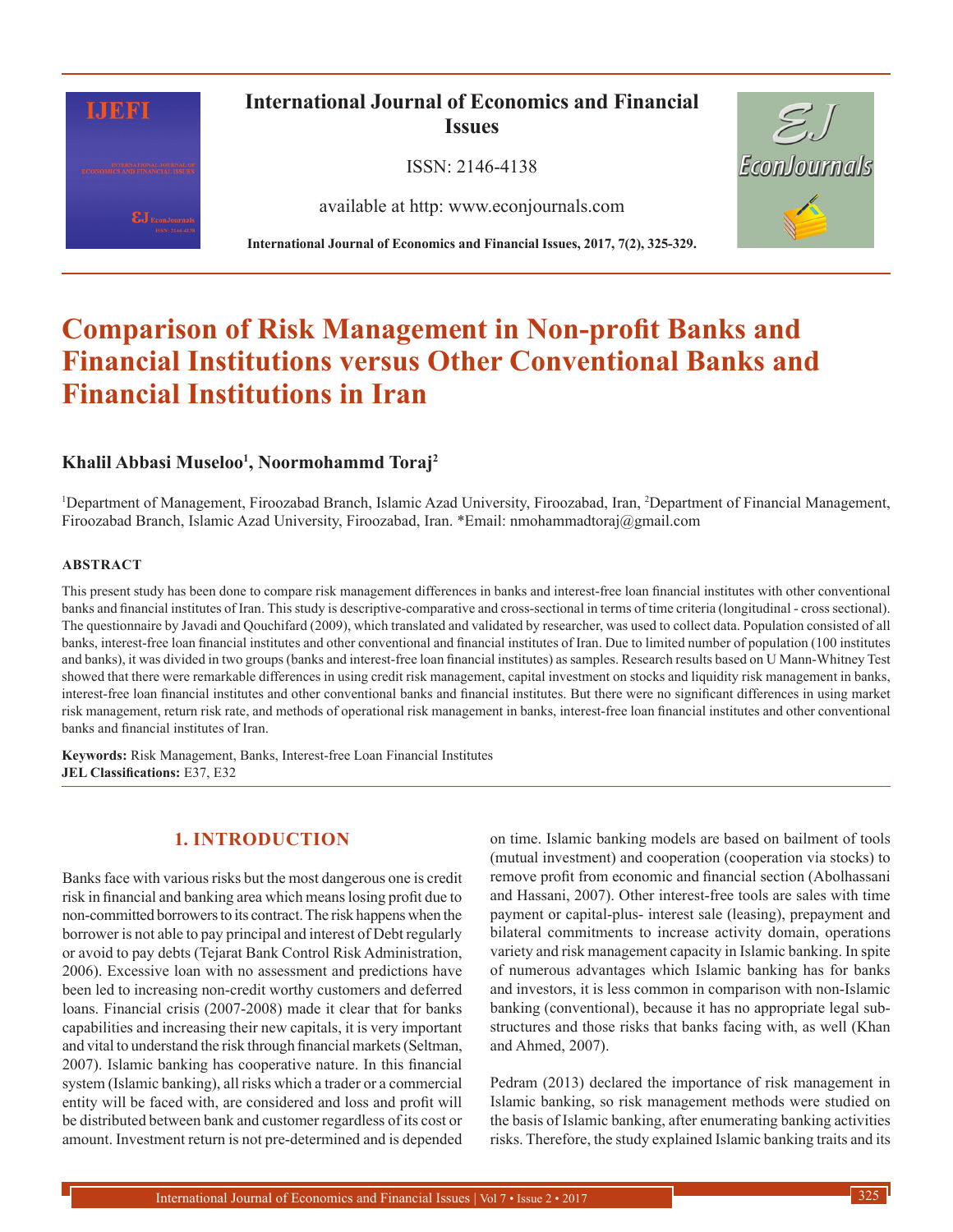# Comparison of Risk Management in Non-profit Banks and Financial Institutions versus Other Conventional Banks and Financial Institutions in Iran

**Khalil Abbasi Museloo[1], Noormohammd Toraj[2]**

[1]Department of Management, Firoozabad Branch, Islamic Azad University, Firoozabad, Iran, [2]Department of Financial Management, Firoozabad Branch, Islamic Azad University, Firoozabad, Iran. *Email: nmohammadtoraj@gmail.com

**ABSTRACT**

This present study has been done to compare risk management differences in banks and interest-free loan financial institutes with other conventional banks and financial institutes of Iran. This study is descriptive-comparative and cross-sectional in terms of time criteria (longitudinal - cross sectional). The questionnaire by Javadi and Qouchifard (2009), which translated and validated by researcher, was used to collect data. Population consisted of all banks, interest-free loan financial institutes and other conventional and financial institutes of Iran. Due to limited number of population (100 institutes and banks), it was divided in two groups (banks and interest-free loan financial institutes) as samples. Research results based on U Mann-Whitney Test showed that there were remarkable differences in using credit risk management, capital investment on stocks and liquidity risk management in banks, interest-free loan financial institutes and other conventional banks and financial institutes. But there were no significant differences in using market risk management, return risk rate, and methods of operational risk management in banks, interest-free loan financial institutes and other conventional banks and financial institutes of Iran.

**Keywords:** Risk Management, Banks, Interest-free Loan Financial Institutes
**JEL Classifications:** E37, E32

## 1. INTRODUCTION

Banks face with various risks but the most dangerous one is credit risk in financial and banking area which means losing profit due to non-committed borrowers to its contract. The risk happens when the borrower is not able to pay principal and interest of Debt regularly or avoid to pay debts (Tejarat Bank Control Risk Administration, 2006). Excessive loan with no assessment and predictions have been led to increasing non-credit worthy customers and deferred loans. Financial crisis (2007-2008) made it clear that for banks capabilities and increasing their new capitals, it is very important and vital to understand the risk through financial markets (Seltman, 2007). Islamic banking has cooperative nature. In this financial system (Islamic banking), all risks which a trader or a commercial entity will be faced with, are considered and loss and profit will be distributed between bank and customer regardless of its cost or amount. Investment return is not pre-determined and is depended on time. Islamic banking models are based on bailment of tools (mutual investment) and cooperation (cooperation via stocks) to remove profit from economic and financial section (Abolhassani and Hassani, 2007). Other interest-free tools are sales with time payment or capital-plus- interest sale (leasing), prepayment and bilateral commitments to increase activity domain, operations variety and risk management capacity in Islamic banking. In spite of numerous advantages which Islamic banking has for banks and investors, it is less common in comparison with non-Islamic banking (conventional), because it has no appropriate legal sub-structures and those risks that banks facing with, as well (Khan and Ahmed, 2007).

Pedram (2013) declared the importance of risk management in Islamic banking, so risk management methods were studied on the basis of Islamic banking, after enumerating banking activities risks. Therefore, the study explained Islamic banking traits and its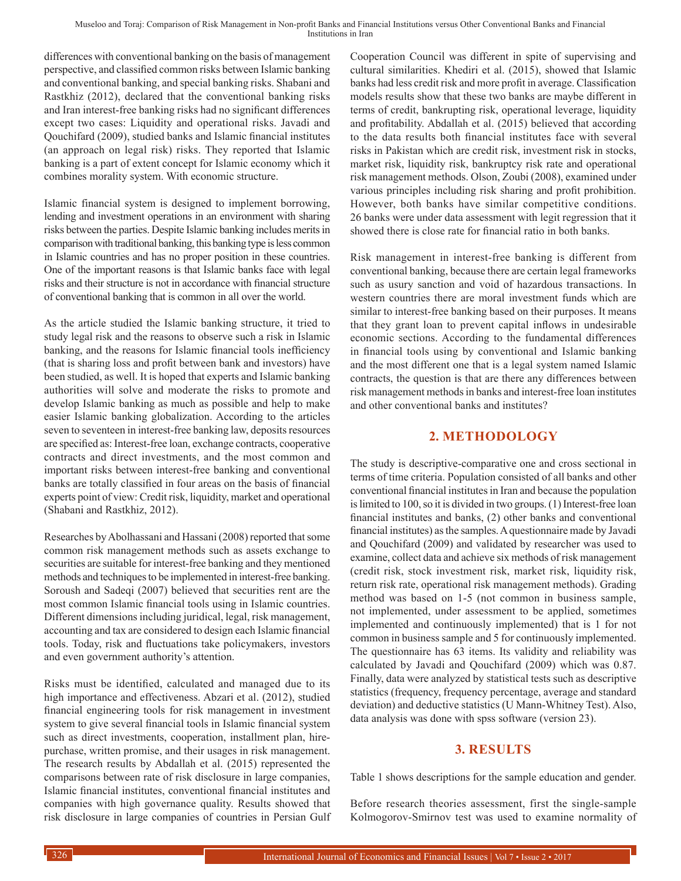differences with conventional banking on the basis of management perspective, and classified common risks between Islamic banking and conventional banking, and special banking risks. Shabani and Rastkhiz (2012), declared that the conventional banking risks and Iran interest-free banking risks had no significant differences except two cases: Liquidity and operational risks. Javadi and Qouchifard (2009), studied banks and Islamic financial institutes (an approach on legal risk) risks. They reported that Islamic banking is a part of extent concept for Islamic economy which it combines morality system. With economic structure.

Islamic financial system is designed to implement borrowing, lending and investment operations in an environment with sharing risks between the parties. Despite Islamic banking includes merits in comparison with traditional banking, this banking type is less common in Islamic countries and has no proper position in these countries. One of the important reasons is that Islamic banks face with legal risks and their structure is not in accordance with financial structure of conventional banking that is common in all over the world.

As the article studied the Islamic banking structure, it tried to study legal risk and the reasons to observe such a risk in Islamic banking, and the reasons for Islamic financial tools inefficiency (that is sharing loss and profit between bank and investors) have been studied, as well. It is hoped that experts and Islamic banking authorities will solve and moderate the risks to promote and develop Islamic banking as much as possible and help to make easier Islamic banking globalization. According to the articles seven to seventeen in interest-free banking law, deposits resources are specified as: Interest-free loan, exchange contracts, cooperative contracts and direct investments, and the most common and important risks between interest-free banking and conventional banks are totally classified in four areas on the basis of financial experts point of view: Credit risk, liquidity, market and operational (Shabani and Rastkhiz, 2012).

Researches by Abolhassani and Hassani (2008) reported that some common risk management methods such as assets exchange to securities are suitable for interest-free banking and they mentioned methods and techniques to be implemented in interest-free banking. Soroush and Sadeqi (2007) believed that securities rent are the most common Islamic financial tools using in Islamic countries. Different dimensions including juridical, legal, risk management, accounting and tax are considered to design each Islamic financial tools. Today, risk and fluctuations take policymakers, investors and even government authority's attention.

Risks must be identified, calculated and managed due to its high importance and effectiveness. Abzari et al. (2012), studied financial engineering tools for risk management in investment system to give several financial tools in Islamic financial system such as direct investments, cooperation, installment plan, hire-purchase, written promise, and their usages in risk management. The research results by Abdallah et al. (2015) represented the comparisons between rate of risk disclosure in large companies, Islamic financial institutes, conventional financial institutes and companies with high governance quality. Results showed that risk disclosure in large companies of countries in Persian Gulf Cooperation Council was different in spite of supervising and cultural similarities. Khediri et al. (2015), showed that Islamic banks had less credit risk and more profit in average. Classification models results show that these two banks are maybe different in terms of credit, bankrupting risk, operational leverage, liquidity and profitability. Abdallah et al. (2015) believed that according to the data results both financial institutes face with several risks in Pakistan which are credit risk, investment risk in stocks, market risk, liquidity risk, bankruptcy risk rate and operational risk management methods. Olson, Zoubi (2008), examined under various principles including risk sharing and profit prohibition. However, both banks have similar competitive conditions. 26 banks were under data assessment with legit regression that it showed there is close rate for financial ratio in both banks.

Risk management in interest-free banking is different from conventional banking, because there are certain legal frameworks such as usury sanction and void of hazardous transactions. In western countries there are moral investment funds which are similar to interest-free banking based on their purposes. It means that they grant loan to prevent capital inflows in undesirable economic sections. According to the fundamental differences in financial tools using by conventional and Islamic banking and the most different one that is a legal system named Islamic contracts, the question is that are there any differences between risk management methods in banks and interest-free loan institutes and other conventional banks and institutes?

## 2. METHODOLOGY

The study is descriptive-comparative one and cross sectional in terms of time criteria. Population consisted of all banks and other conventional financial institutes in Iran and because the population is limited to 100, so it is divided in two groups. (1) Interest-free loan financial institutes and banks, (2) other banks and conventional financial institutes) as the samples. A questionnaire made by Javadi and Qouchifard (2009) and validated by researcher was used to examine, collect data and achieve six methods of risk management (credit risk, stock investment risk, market risk, liquidity risk, return risk rate, operational risk management methods). Grading method was based on 1-5 (not common in business sample, not implemented, under assessment to be applied, sometimes implemented and continuously implemented) that is 1 for not common in business sample and 5 for continuously implemented. The questionnaire has 63 items. Its validity and reliability was calculated by Javadi and Qouchifard (2009) which was 0.87. Finally, data were analyzed by statistical tests such as descriptive statistics (frequency, frequency percentage, average and standard deviation) and deductive statistics (U Mann-Whitney Test). Also, data analysis was done with spss software (version 23).

## 3. RESULTS

Table 1 shows descriptions for the sample education and gender.

Before research theories assessment, first the single-sample Kolmogorov-Smirnov test was used to examine normality of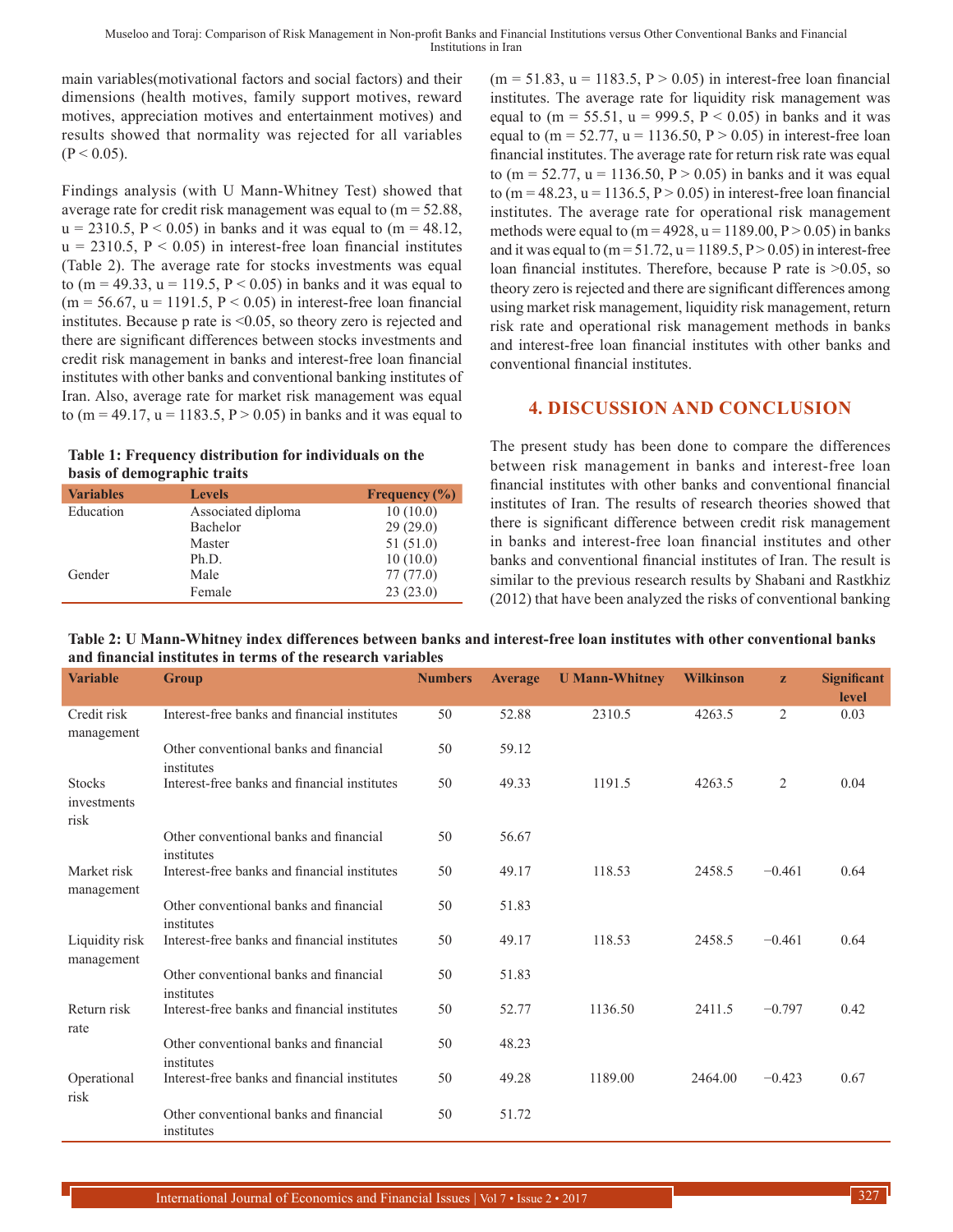main variables(motivational factors and social factors) and their dimensions (health motives, family support motives, reward motives, appreciation motives and entertainment motives) and results showed that normality was rejected for all variables ($P < 0.05$).

Findings analysis (with U Mann-Whitney Test) showed that average rate for credit risk management was equal to ($m = 52.88$, $u = 2310.5$, $P < 0.05$) in banks and it was equal to ($m = 48.12$, $u = 2310.5$, $P < 0.05$) in interest-free loan financial institutes (Table 2). The average rate for stocks investments was equal to ($m = 49.33$, $u = 119.5$, $P < 0.05$) in banks and it was equal to ($m = 56.67$, $u = 1191.5$, $P < 0.05$) in interest-free loan financial institutes. Because p rate is <0.05, so theory zero is rejected and there are significant differences between stocks investments and credit risk management in banks and interest-free loan financial institutes with other banks and conventional banking institutes of Iran. Also, average rate for market risk management was equal to ($m = 49.17$, $u = 1183.5$, $P > 0.05$) in banks and it was equal to ($m = 51.83$, $u = 1183.5$, $P > 0.05$) in interest-free loan financial institutes. The average rate for liquidity risk management was equal to ($m = 55.51$, $u = 999.5$, $P < 0.05$) in banks and it was equal to ($m = 52.77$, $u = 1136.50$, $P > 0.05$) in interest-free loan financial institutes. The average rate for return risk rate was equal to ($m = 52.77$, $u = 1136.50$, $P > 0.05$) in banks and it was equal to ($m = 48.23$, $u = 1136.5$, $P > 0.05$) in interest-free loan financial institutes. The average rate for operational risk management methods were equal to ($m = 4928$, $u = 1189.00$, $P > 0.05$) in banks and it was equal to ($m = 51.72$, $u = 1189.5$, $P > 0.05$) in interest-free loan financial institutes. Therefore, because P rate is >0.05, so theory zero is rejected and there are significant differences among using market risk management, liquidity risk management, return risk rate and operational risk management methods in banks and interest-free loan financial institutes with other banks and conventional financial institutes.

**Table 1: Frequency distribution for individuals on the basis of demographic traits**

| Variables | Levels | Frequency (%) |
|---|---|---|
| Education | Associated diploma | 10 (10.0) |
| | Bachelor | 29 (29.0) |
| | Master | 51 (51.0) |
| | Ph.D. | 10 (10.0) |
| Gender | Male | 77 (77.0) |
| | Female | 23 (23.0) |

## 4. DISCUSSION AND CONCLUSION

The present study has been done to compare the differences between risk management in banks and interest-free loan financial institutes with other banks and conventional financial institutes of Iran. The results of research theories showed that there is significant difference between credit risk management in banks and interest-free loan financial institutes and other banks and conventional financial institutes of Iran. The result is similar to the previous research results by Shabani and Rastkhiz (2012) that have been analyzed the risks of conventional banking

**Table 2: U Mann-Whitney index differences between banks and interest-free loan institutes with other conventional banks and financial institutes in terms of the research variables**

| Variable | Group | Numbers | Average | U Mann-Whitney | Wilkinson | z | Significant level |
|---|---|---|---|---|---|---|---|
| Credit risk management | Interest-free banks and financial institutes | 50 | 52.88 | 2310.5 | 4263.5 | 2 | 0.03 |
| | Other conventional banks and financial institutes | 50 | 59.12 | | | | |
| Stocks investments risk | Interest-free banks and financial institutes | 50 | 49.33 | 1191.5 | 4263.5 | 2 | 0.04 |
| | Other conventional banks and financial institutes | 50 | 56.67 | | | | |
| Market risk management | Interest-free banks and financial institutes | 50 | 49.17 | 118.53 | 2458.5 | −0.461 | 0.64 |
| | Other conventional banks and financial institutes | 50 | 51.83 | | | | |
| Liquidity risk management | Interest-free banks and financial institutes | 50 | 49.17 | 118.53 | 2458.5 | −0.461 | 0.64 |
| | Other conventional banks and financial institutes | 50 | 51.83 | | | | |
| Return risk rate | Interest-free banks and financial institutes | 50 | 52.77 | 1136.50 | 2411.5 | −0.797 | 0.42 |
| | Other conventional banks and financial institutes | 50 | 48.23 | | | | |
| Operational risk | Interest-free banks and financial institutes | 50 | 49.28 | 1189.00 | 2464.00 | −0.423 | 0.67 |
| | Other conventional banks and financial institutes | 50 | 51.72 | | | | |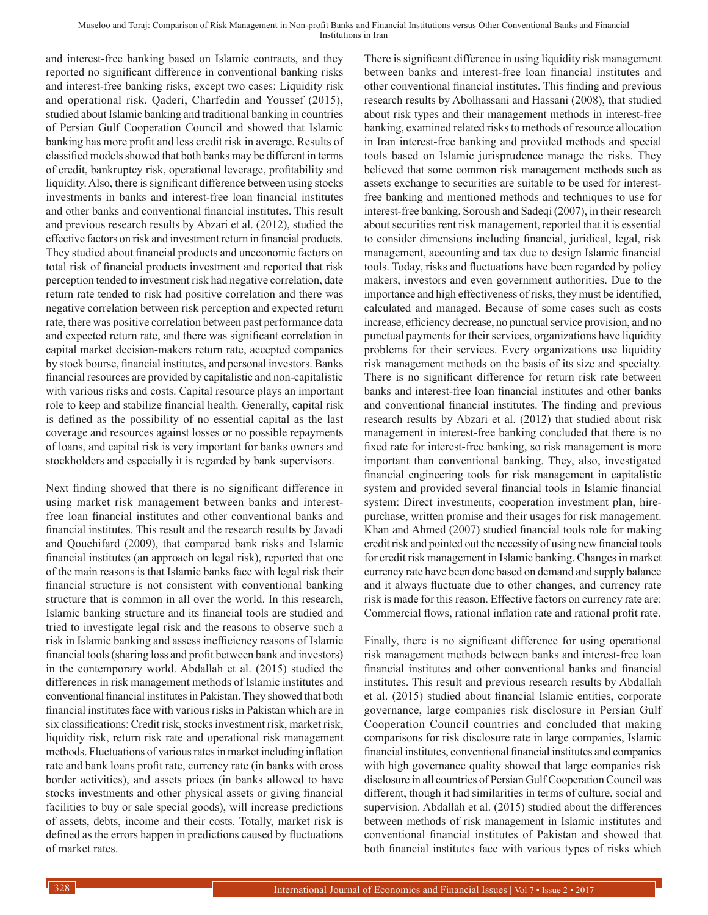and interest-free banking based on Islamic contracts, and they reported no significant difference in conventional banking risks and interest-free banking risks, except two cases: Liquidity risk and operational risk. Qaderi, Charfedin and Youssef (2015), studied about Islamic banking and traditional banking in countries of Persian Gulf Cooperation Council and showed that Islamic banking has more profit and less credit risk in average. Results of classified models showed that both banks may be different in terms of credit, bankruptcy risk, operational leverage, profitability and liquidity. Also, there is significant difference between using stocks investments in banks and interest-free loan financial institutes and other banks and conventional financial institutes. This result and previous research results by Abzari et al. (2012), studied the effective factors on risk and investment return in financial products. They studied about financial products and uneconomic factors on total risk of financial products investment and reported that risk perception tended to investment risk had negative correlation, date return rate tended to risk had positive correlation and there was negative correlation between risk perception and expected return rate, there was positive correlation between past performance data and expected return rate, and there was significant correlation in capital market decision-makers return rate, accepted companies by stock bourse, financial institutes, and personal investors. Banks financial resources are provided by capitalistic and non-capitalistic with various risks and costs. Capital resource plays an important role to keep and stabilize financial health. Generally, capital risk is defined as the possibility of no essential capital as the last coverage and resources against losses or no possible repayments of loans, and capital risk is very important for banks owners and stockholders and especially it is regarded by bank supervisors.

Next finding showed that there is no significant difference in using market risk management between banks and interest-free loan financial institutes and other conventional banks and financial institutes. This result and the research results by Javadi and Qouchifard (2009), that compared bank risks and Islamic financial institutes (an approach on legal risk), reported that one of the main reasons is that Islamic banks face with legal risk their financial structure is not consistent with conventional banking structure that is common in all over the world. In this research, Islamic banking structure and its financial tools are studied and tried to investigate legal risk and the reasons to observe such a risk in Islamic banking and assess inefficiency reasons of Islamic financial tools (sharing loss and profit between bank and investors) in the contemporary world. Abdallah et al. (2015) studied the differences in risk management methods of Islamic institutes and conventional financial institutes in Pakistan. They showed that both financial institutes face with various risks in Pakistan which are in six classifications: Credit risk, stocks investment risk, market risk, liquidity risk, return risk rate and operational risk management methods. Fluctuations of various rates in market including inflation rate and bank loans profit rate, currency rate (in banks with cross border activities), and assets prices (in banks allowed to have stocks investments and other physical assets or giving financial facilities to buy or sale special goods), will increase predictions of assets, debts, income and their costs. Totally, market risk is defined as the errors happen in predictions caused by fluctuations of market rates.

There is significant difference in using liquidity risk management between banks and interest-free loan financial institutes and other conventional financial institutes. This finding and previous research results by Abolhassani and Hassani (2008), that studied about risk types and their management methods in interest-free banking, examined related risks to methods of resource allocation in Iran interest-free banking and provided methods and special tools based on Islamic jurisprudence manage the risks. They believed that some common risk management methods such as assets exchange to securities are suitable to be used for interest-free banking and mentioned methods and techniques to use for interest-free banking. Soroush and Sadeqi (2007), in their research about securities rent risk management, reported that it is essential to consider dimensions including financial, juridical, legal, risk management, accounting and tax due to design Islamic financial tools. Today, risks and fluctuations have been regarded by policy makers, investors and even government authorities. Due to the importance and high effectiveness of risks, they must be identified, calculated and managed. Because of some cases such as costs increase, efficiency decrease, no punctual service provision, and no punctual payments for their services, organizations have liquidity problems for their services. Every organizations use liquidity risk management methods on the basis of its size and specialty. There is no significant difference for return risk rate between banks and interest-free loan financial institutes and other banks and conventional financial institutes. The finding and previous research results by Abzari et al. (2012) that studied about risk management in interest-free banking concluded that there is no fixed rate for interest-free banking, so risk management is more important than conventional banking. They, also, investigated financial engineering tools for risk management in capitalistic system and provided several financial tools in Islamic financial system: Direct investments, cooperation investment plan, hire-purchase, written promise and their usages for risk management. Khan and Ahmed (2007) studied financial tools role for making credit risk and pointed out the necessity of using new financial tools for credit risk management in Islamic banking. Changes in market currency rate have been done based on demand and supply balance and it always fluctuate due to other changes, and currency rate risk is made for this reason. Effective factors on currency rate are: Commercial flows, rational inflation rate and rational profit rate.

Finally, there is no significant difference for using operational risk management methods between banks and interest-free loan financial institutes and other conventional banks and financial institutes. This result and previous research results by Abdallah et al. (2015) studied about financial Islamic entities, corporate governance, large companies risk disclosure in Persian Gulf Cooperation Council countries and concluded that making comparisons for risk disclosure rate in large companies, Islamic financial institutes, conventional financial institutes and companies with high governance quality showed that large companies risk disclosure in all countries of Persian Gulf Cooperation Council was different, though it had similarities in terms of culture, social and supervision. Abdallah et al. (2015) studied about the differences between methods of risk management in Islamic institutes and conventional financial institutes of Pakistan and showed that both financial institutes face with various types of risks which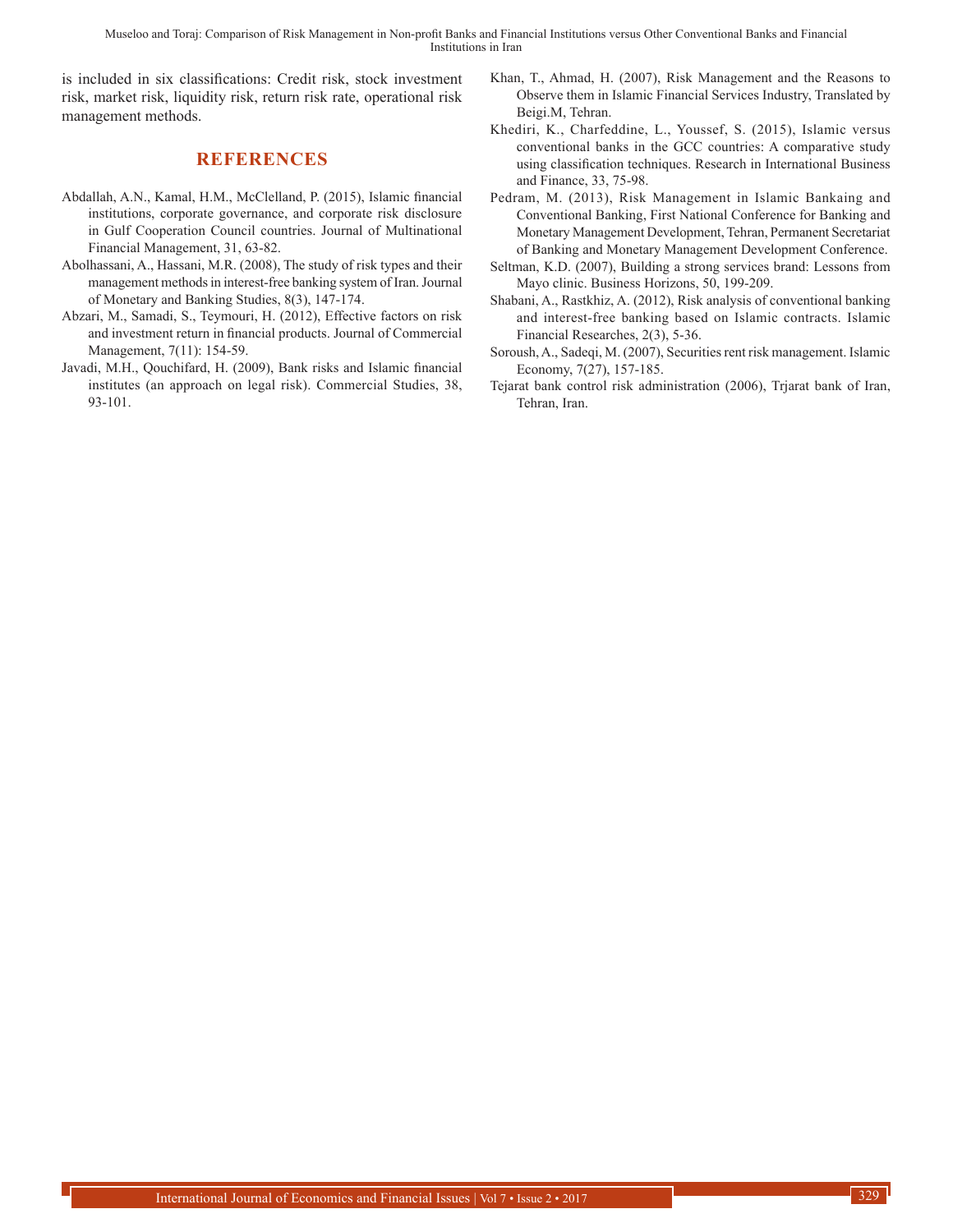is included in six classifications: Credit risk, stock investment risk, market risk, liquidity risk, return risk rate, operational risk management methods.

## REFERENCES

Abdallah, A.N., Kamal, H.M., McClelland, P. (2015), Islamic financial institutions, corporate governance, and corporate risk disclosure in Gulf Cooperation Council countries. Journal of Multinational Financial Management, 31, 63-82.

Abolhassani, A., Hassani, M.R. (2008), The study of risk types and their management methods in interest-free banking system of Iran. Journal of Monetary and Banking Studies, 8(3), 147-174.

Abzari, M., Samadi, S., Teymouri, H. (2012), Effective factors on risk and investment return in financial products. Journal of Commercial Management, 7(11): 154-59.

Javadi, M.H., Qouchifard, H. (2009), Bank risks and Islamic financial institutes (an approach on legal risk). Commercial Studies, 38, 93-101.

Khan, T., Ahmad, H. (2007), Risk Management and the Reasons to Observe them in Islamic Financial Services Industry, Translated by Beigi.M, Tehran.

Khediri, K., Charfeddine, L., Youssef, S. (2015), Islamic versus conventional banks in the GCC countries: A comparative study using classification techniques. Research in International Business and Finance, 33, 75-98.

Pedram, M. (2013), Risk Management in Islamic Bankaing and Conventional Banking, First National Conference for Banking and Monetary Management Development, Tehran, Permanent Secretariat of Banking and Monetary Management Development Conference.

Seltman, K.D. (2007), Building a strong services brand: Lessons from Mayo clinic. Business Horizons, 50, 199-209.

Shabani, A., Rastkhiz, A. (2012), Risk analysis of conventional banking and interest-free banking based on Islamic contracts. Islamic Financial Researches, 2(3), 5-36.

Soroush, A., Sadeqi, M. (2007), Securities rent risk management. Islamic Economy, 7(27), 157-185.

Tejarat bank control risk administration (2006), Trjarat bank of Iran, Tehran, Iran.